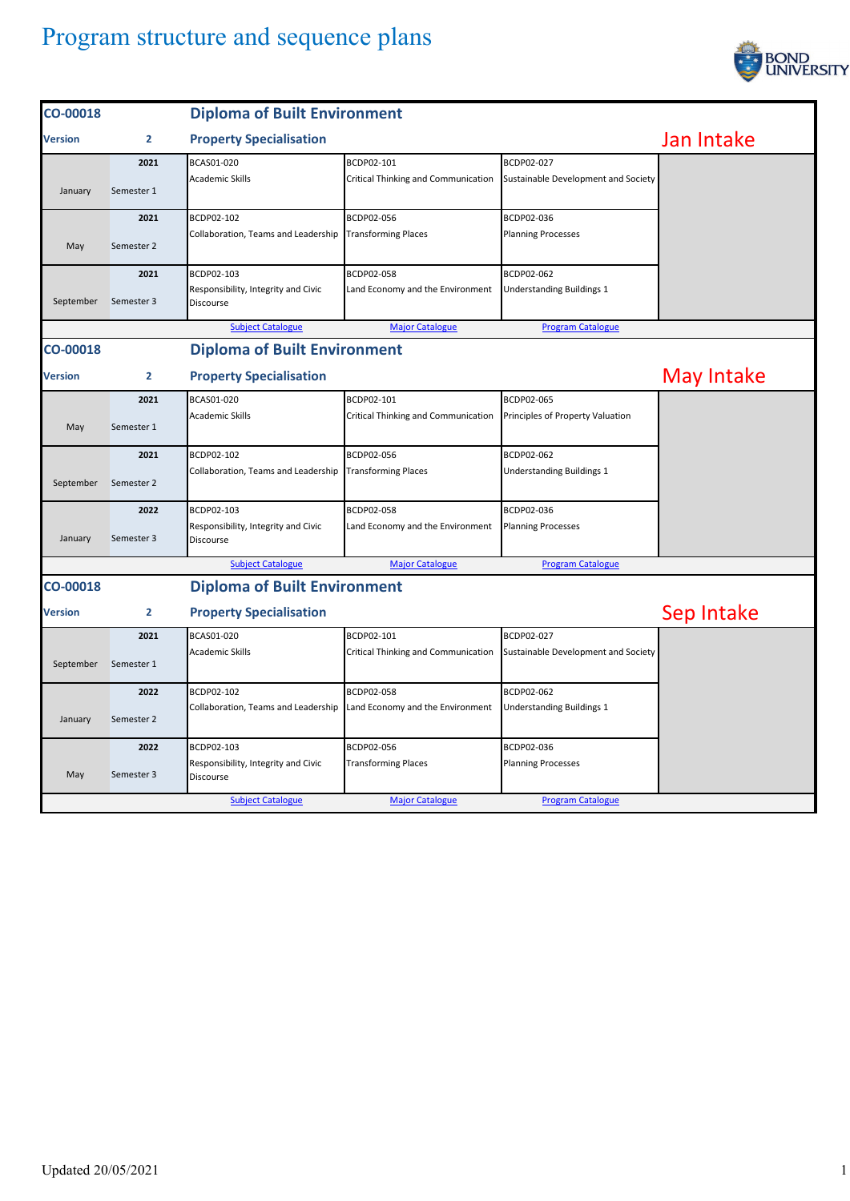# Program structure and sequence plans

## CO-00018 Diploma of Built Environment

**Version** 2 **Property Specialisation** — Jan Intake

| | | | | | |
|---|---|---|---|---|---|
| January | Semester 1 (2021) | BCAS01-020 Academic Skills | BCDP02-101 Critical Thinking and Communication | BCDP02-027 Sustainable Development and Society | |
| May | Semester 2 (2021) | BCDP02-102 Collaboration, Teams and Leadership | BCDP02-056 Transforming Places | BCDP02-036 Planning Processes | |
| September | Semester 3 (2021) | BCDP02-103 Responsibility, Integrity and Civic Discourse | BCDP02-058 Land Economy and the Environment | BCDP02-062 Understanding Buildings 1 | |
| | | Subject Catalogue | Major Catalogue | Program Catalogue | |

## CO-00018 Diploma of Built Environment

**Version** 2 **Property Specialisation** — May Intake

| | | | | | |
|---|---|---|---|---|---|
| May | Semester 1 (2021) | BCAS01-020 Academic Skills | BCDP02-101 Critical Thinking and Communication | BCDP02-065 Principles of Property Valuation | |
| September | Semester 2 (2021) | BCDP02-102 Collaboration, Teams and Leadership | BCDP02-056 Transforming Places | BCDP02-062 Understanding Buildings 1 | |
| January | Semester 3 (2022) | BCDP02-103 Responsibility, Integrity and Civic Discourse | BCDP02-058 Land Economy and the Environment | BCDP02-036 Planning Processes | |
| | | Subject Catalogue | Major Catalogue | Program Catalogue | |

## CO-00018 Diploma of Built Environment

**Version** 2 **Property Specialisation** — Sep Intake

| | | | | | |
|---|---|---|---|---|---|
| September | Semester 1 (2021) | BCAS01-020 Academic Skills | BCDP02-101 Critical Thinking and Communication | BCDP02-027 Sustainable Development and Society | |
| January | Semester 2 (2022) | BCDP02-102 Collaboration, Teams and Leadership | BCDP02-058 Land Economy and the Environment | BCDP02-062 Understanding Buildings 1 | |
| May | Semester 3 (2022) | BCDP02-103 Responsibility, Integrity and Civic Discourse | BCDP02-056 Transforming Places | BCDP02-036 Planning Processes | |
| | | Subject Catalogue | Major Catalogue | Program Catalogue | |

Updated 20/05/2021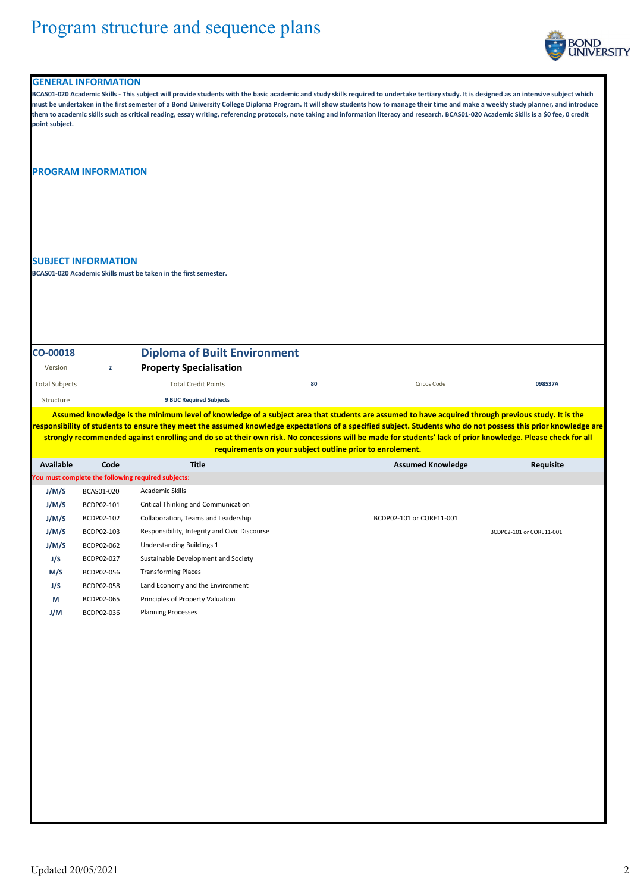# Program structure and sequence plans

## GENERAL INFORMATION

**BCAS01-020 Academic Skills - This subject will provide students with the basic academic and study skills required to undertake tertiary study. It is designed as an intensive subject which must be undertaken in the first semester of a Bond University College Diploma Program. It will show students how to manage their time and make a weekly study planner, and introduce them to academic skills such as critical reading, essay writing, referencing protocols, note taking and information literacy and research. BCAS01-020 Academic Skills is a $0 fee, 0 credit point subject.**

## PROGRAM INFORMATION

## SUBJECT INFORMATION

**BCAS01-020 Academic Skills must be taken in the first semester.**

| | | | | |
|---|---|---|---|---|
| **CO-00018** | | **Diploma of Built Environment** | | |
| Version | 2 | **Property Specialisation** | | |
| Total Subjects | | Total Credit Points | 80 | Cricos Code: 098537A |
| Structure | | 9 BUC Required Subjects | | |

**Assumed knowledge is the minimum level of knowledge of a subject area that students are assumed to have acquired through previous study. It is the responsibility of students to ensure they meet the assumed knowledge expectations of a specified subject. Students who do not possess this prior knowledge are strongly recommended against enrolling and do so at their own risk. No concessions will be made for students' lack of prior knowledge. Please check for all requirements on your subject outline prior to enrolement.**

| Available | Code | Title | Assumed Knowledge | Requisite |
|---|---|---|---|---|
| **You must complete the following required subjects:** | | | | |
| J/M/S | BCAS01-020 | Academic Skills | | |
| J/M/S | BCDP02-101 | Critical Thinking and Communication | | |
| J/M/S | BCDP02-102 | Collaboration, Teams and Leadership | BCDP02-101 or CORE11-001 | |
| J/M/S | BCDP02-103 | Responsibility, Integrity and Civic Discourse | | BCDP02-101 or CORE11-001 |
| J/M/S | BCDP02-062 | Understanding Buildings 1 | | |
| J/S | BCDP02-027 | Sustainable Development and Society | | |
| M/S | BCDP02-056 | Transforming Places | | |
| J/S | BCDP02-058 | Land Economy and the Environment | | |
| M | BCDP02-065 | Principles of Property Valuation | | |
| J/M | BCDP02-036 | Planning Processes | | |

Updated 20/05/2021